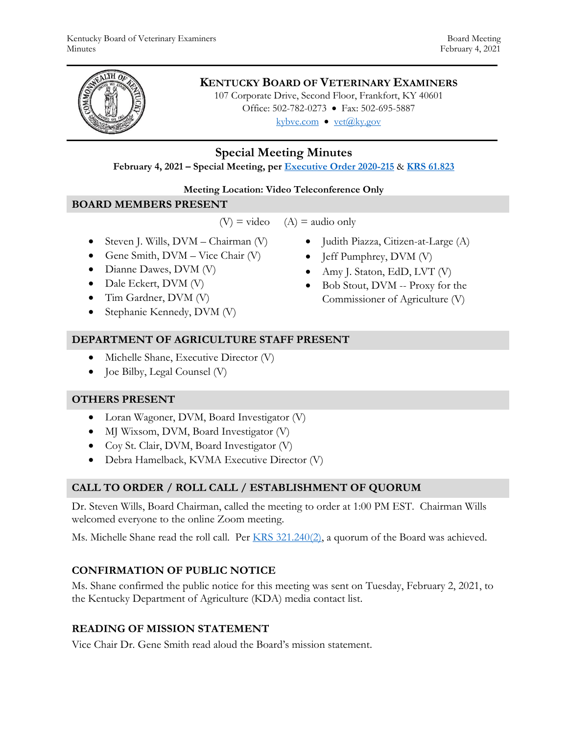# KENTUCKY BOARD OF VETERINARY EXAMINERS

107 Corporate Drive, Second Floor, Frankfort, KY 40601
Office: 502-782-0273 • Fax: 502-695-5887
kybve.com • vet@ky.gov

## Special Meeting Minutes

**February 4, 2021 – Special Meeting, per Executive Order 2020-215 & KRS 61.823**

**Meeting Location: Video Teleconference Only**

### BOARD MEMBERS PRESENT

(V) = video (A) = audio only

- Steven J. Wills, DVM – Chairman (V)
- Gene Smith, DVM – Vice Chair (V)
- Dianne Dawes, DVM (V)
- Dale Eckert, DVM (V)
- Tim Gardner, DVM (V)
- Stephanie Kennedy, DVM (V)
- Judith Piazza, Citizen-at-Large (A)
- Jeff Pumphrey, DVM (V)
- Amy J. Staton, EdD, LVT (V)
- Bob Stout, DVM -- Proxy for the Commissioner of Agriculture (V)

### DEPARTMENT OF AGRICULTURE STAFF PRESENT

- Michelle Shane, Executive Director (V)
- Joe Bilby, Legal Counsel (V)

### OTHERS PRESENT

- Loran Wagoner, DVM, Board Investigator (V)
- MJ Wixsom, DVM, Board Investigator (V)
- Coy St. Clair, DVM, Board Investigator (V)
- Debra Hamelback, KVMA Executive Director (V)

### CALL TO ORDER / ROLL CALL / ESTABLISHMENT OF QUORUM

Dr. Steven Wills, Board Chairman, called the meeting to order at 1:00 PM EST. Chairman Wills welcomed everyone to the online Zoom meeting.

Ms. Michelle Shane read the roll call. Per KRS 321.240(2), a quorum of the Board was achieved.

### CONFIRMATION OF PUBLIC NOTICE

Ms. Shane confirmed the public notice for this meeting was sent on Tuesday, February 2, 2021, to the Kentucky Department of Agriculture (KDA) media contact list.

### READING OF MISSION STATEMENT

Vice Chair Dr. Gene Smith read aloud the Board's mission statement.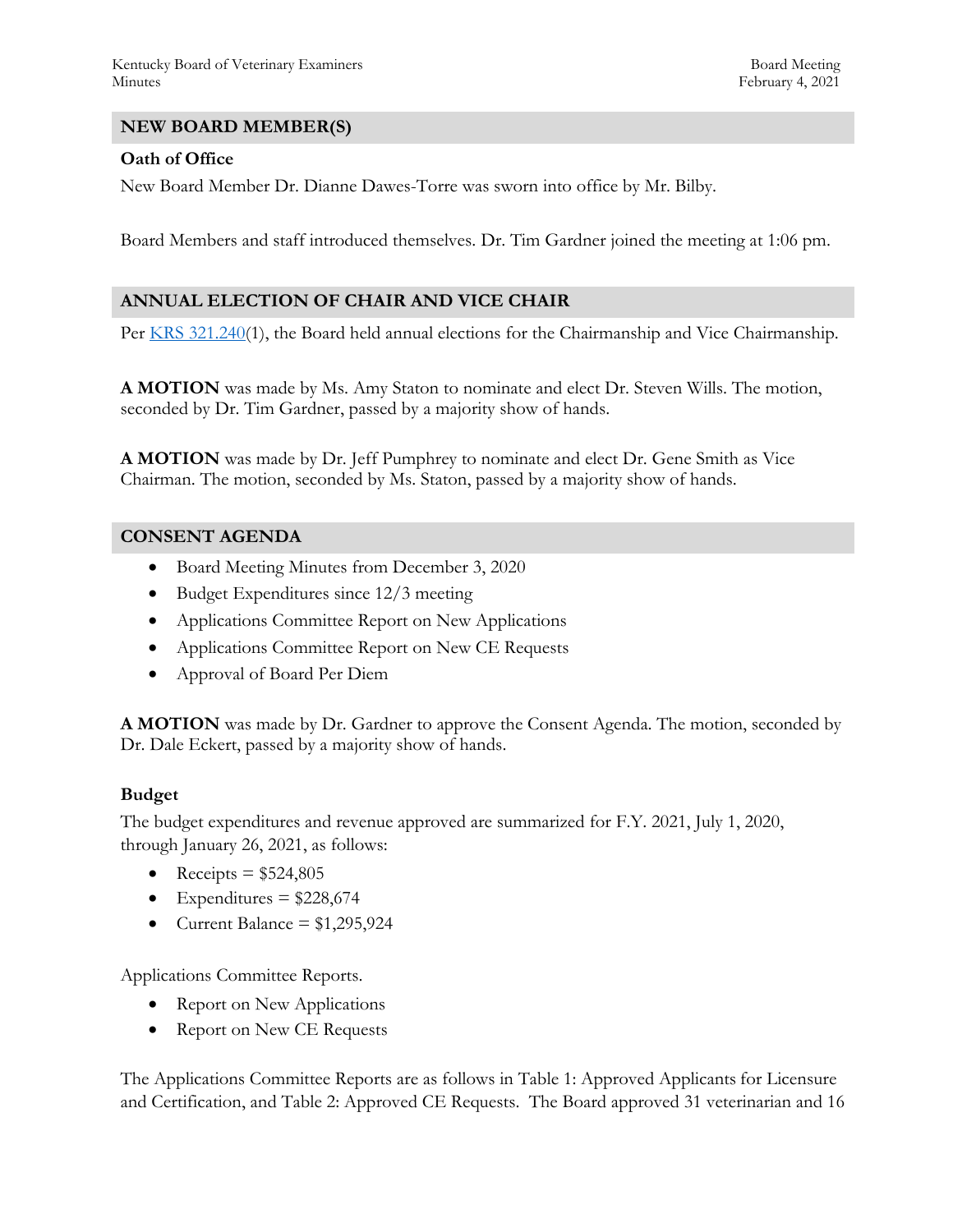## NEW BOARD MEMBER(S)

### Oath of Office

New Board Member Dr. Dianne Dawes-Torre was sworn into office by Mr. Bilby.

Board Members and staff introduced themselves. Dr. Tim Gardner joined the meeting at 1:06 pm.

## ANNUAL ELECTION OF CHAIR AND VICE CHAIR

Per [KRS 321.240](1), the Board held annual elections for the Chairmanship and Vice Chairmanship.

**A MOTION** was made by Ms. Amy Staton to nominate and elect Dr. Steven Wills. The motion, seconded by Dr. Tim Gardner, passed by a majority show of hands.

**A MOTION** was made by Dr. Jeff Pumphrey to nominate and elect Dr. Gene Smith as Vice Chairman. The motion, seconded by Ms. Staton, passed by a majority show of hands.

## CONSENT AGENDA

- Board Meeting Minutes from December 3, 2020
- Budget Expenditures since 12/3 meeting
- Applications Committee Report on New Applications
- Applications Committee Report on New CE Requests
- Approval of Board Per Diem

**A MOTION** was made by Dr. Gardner to approve the Consent Agenda. The motion, seconded by Dr. Dale Eckert, passed by a majority show of hands.

### Budget

The budget expenditures and revenue approved are summarized for F.Y. 2021, July 1, 2020, through January 26, 2021, as follows:

- Receipts = $524,805
- Expenditures = $228,674
- Current Balance = $1,295,924

Applications Committee Reports.

- Report on New Applications
- Report on New CE Requests

The Applications Committee Reports are as follows in Table 1: Approved Applicants for Licensure and Certification, and Table 2: Approved CE Requests. The Board approved 31 veterinarian and 16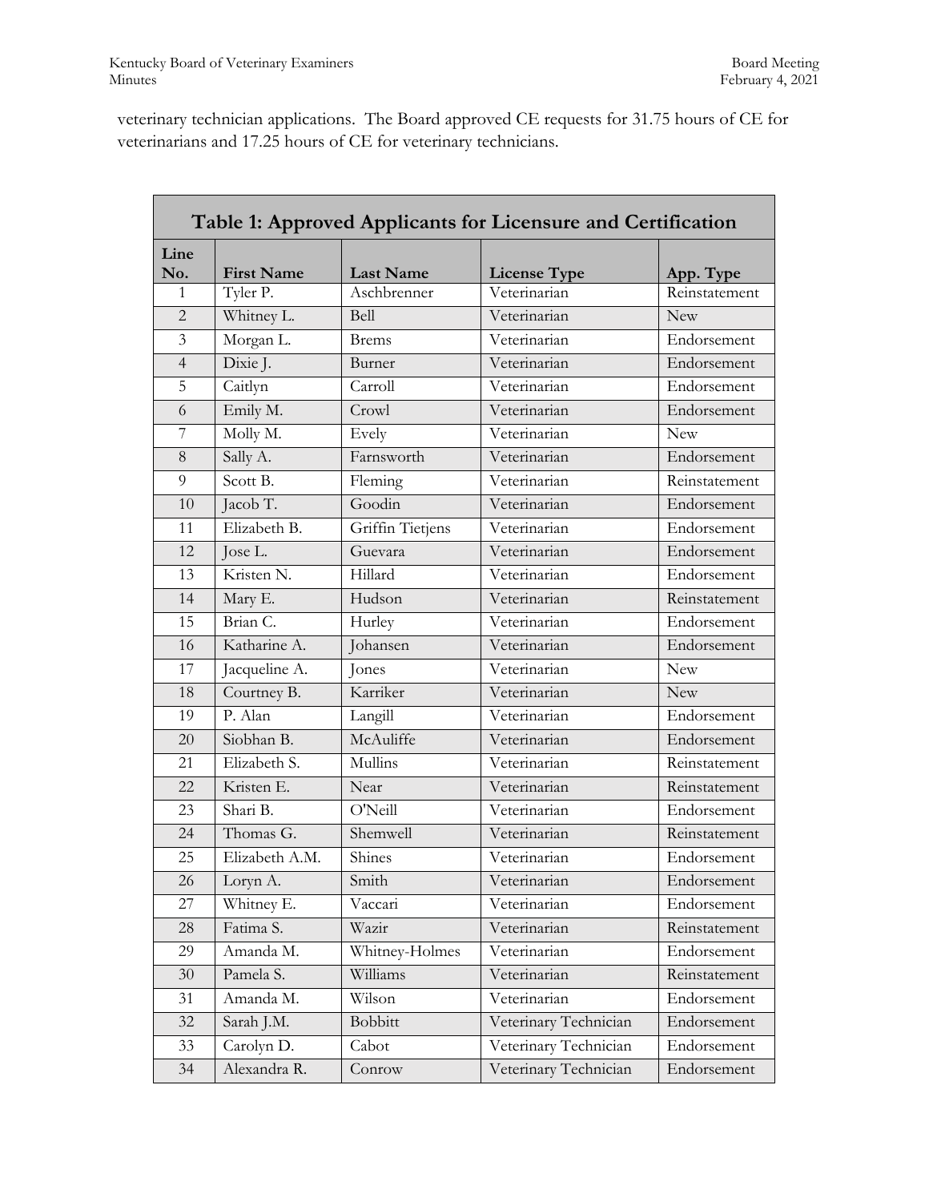veterinary technician applications. The Board approved CE requests for 31.75 hours of CE for veterinarians and 17.25 hours of CE for veterinary technicians.

| Table 1: Approved Applicants for Licensure and Certification | | | | |
|---|---|---|---|---|
| **Line No.** | **First Name** | **Last Name** | **License Type** | **App. Type** |
| 1 | Tyler P. | Aschbrenner | Veterinarian | Reinstatement |
| 2 | Whitney L. | Bell | Veterinarian | New |
| 3 | Morgan L. | Brems | Veterinarian | Endorsement |
| 4 | Dixie J. | Burner | Veterinarian | Endorsement |
| 5 | Caitlyn | Carroll | Veterinarian | Endorsement |
| 6 | Emily M. | Crowl | Veterinarian | Endorsement |
| 7 | Molly M. | Evely | Veterinarian | New |
| 8 | Sally A. | Farnsworth | Veterinarian | Endorsement |
| 9 | Scott B. | Fleming | Veterinarian | Reinstatement |
| 10 | Jacob T. | Goodin | Veterinarian | Endorsement |
| 11 | Elizabeth B. | Griffin Tietjens | Veterinarian | Endorsement |
| 12 | Jose L. | Guevara | Veterinarian | Endorsement |
| 13 | Kristen N. | Hillard | Veterinarian | Endorsement |
| 14 | Mary E. | Hudson | Veterinarian | Reinstatement |
| 15 | Brian C. | Hurley | Veterinarian | Endorsement |
| 16 | Katharine A. | Johansen | Veterinarian | Endorsement |
| 17 | Jacqueline A. | Jones | Veterinarian | New |
| 18 | Courtney B. | Karriker | Veterinarian | New |
| 19 | P. Alan | Langill | Veterinarian | Endorsement |
| 20 | Siobhan B. | McAuliffe | Veterinarian | Endorsement |
| 21 | Elizabeth S. | Mullins | Veterinarian | Reinstatement |
| 22 | Kristen E. | Near | Veterinarian | Reinstatement |
| 23 | Shari B. | O'Neill | Veterinarian | Endorsement |
| 24 | Thomas G. | Shemwell | Veterinarian | Reinstatement |
| 25 | Elizabeth A.M. | Shines | Veterinarian | Endorsement |
| 26 | Loryn A. | Smith | Veterinarian | Endorsement |
| 27 | Whitney E. | Vaccari | Veterinarian | Endorsement |
| 28 | Fatima S. | Wazir | Veterinarian | Reinstatement |
| 29 | Amanda M. | Whitney-Holmes | Veterinarian | Endorsement |
| 30 | Pamela S. | Williams | Veterinarian | Reinstatement |
| 31 | Amanda M. | Wilson | Veterinarian | Endorsement |
| 32 | Sarah J.M. | Bobbitt | Veterinary Technician | Endorsement |
| 33 | Carolyn D. | Cabot | Veterinary Technician | Endorsement |
| 34 | Alexandra R. | Conrow | Veterinary Technician | Endorsement |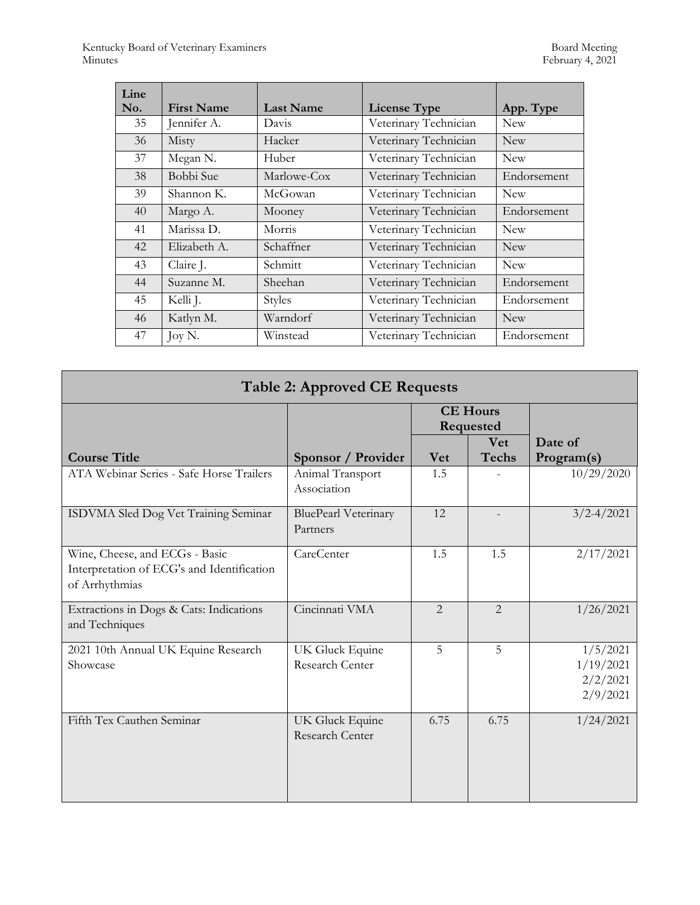| Line No. | First Name | Last Name | License Type | App. Type |
|---|---|---|---|---|
| 35 | Jennifer A. | Davis | Veterinary Technician | New |
| 36 | Misty | Hacker | Veterinary Technician | New |
| 37 | Megan N. | Huber | Veterinary Technician | New |
| 38 | Bobbi Sue | Marlowe-Cox | Veterinary Technician | Endorsement |
| 39 | Shannon K. | McGowan | Veterinary Technician | New |
| 40 | Margo A. | Mooney | Veterinary Technician | Endorsement |
| 41 | Marissa D. | Morris | Veterinary Technician | New |
| 42 | Elizabeth A. | Schaffner | Veterinary Technician | New |
| 43 | Claire J. | Schmitt | Veterinary Technician | New |
| 44 | Suzanne M. | Sheehan | Veterinary Technician | Endorsement |
| 45 | Kelli J. | Styles | Veterinary Technician | Endorsement |
| 46 | Katlyn M. | Warndorf | Veterinary Technician | New |
| 47 | Joy N. | Winstead | Veterinary Technician | Endorsement |

**Table 2: Approved CE Requests**

| Course Title | Sponsor / Provider | CE Hours Requested | | Date of Program(s) |
|---|---|---|---|---|
| | | Vet | Vet Techs | |
| ATA Webinar Series - Safe Horse Trailers | Animal Transport Association | 1.5 | - | 10/29/2020 |
| ISDVMA Sled Dog Vet Training Seminar | BluePearl Veterinary Partners | 12 | - | 3/2-4/2021 |
| Wine, Cheese, and ECGs - Basic Interpretation of ECG's and Identification of Arrhythmias | CareCenter | 1.5 | 1.5 | 2/17/2021 |
| Extractions in Dogs & Cats: Indications and Techniques | Cincinnati VMA | 2 | 2 | 1/26/2021 |
| 2021 10th Annual UK Equine Research Showcase | UK Gluck Equine Research Center | 5 | 5 | 1/5/2021<br>1/19/2021<br>2/2/2021<br>2/9/2021 |
| Fifth Tex Cauthen Seminar | UK Gluck Equine Research Center | 6.75 | 6.75 | 1/24/2021 |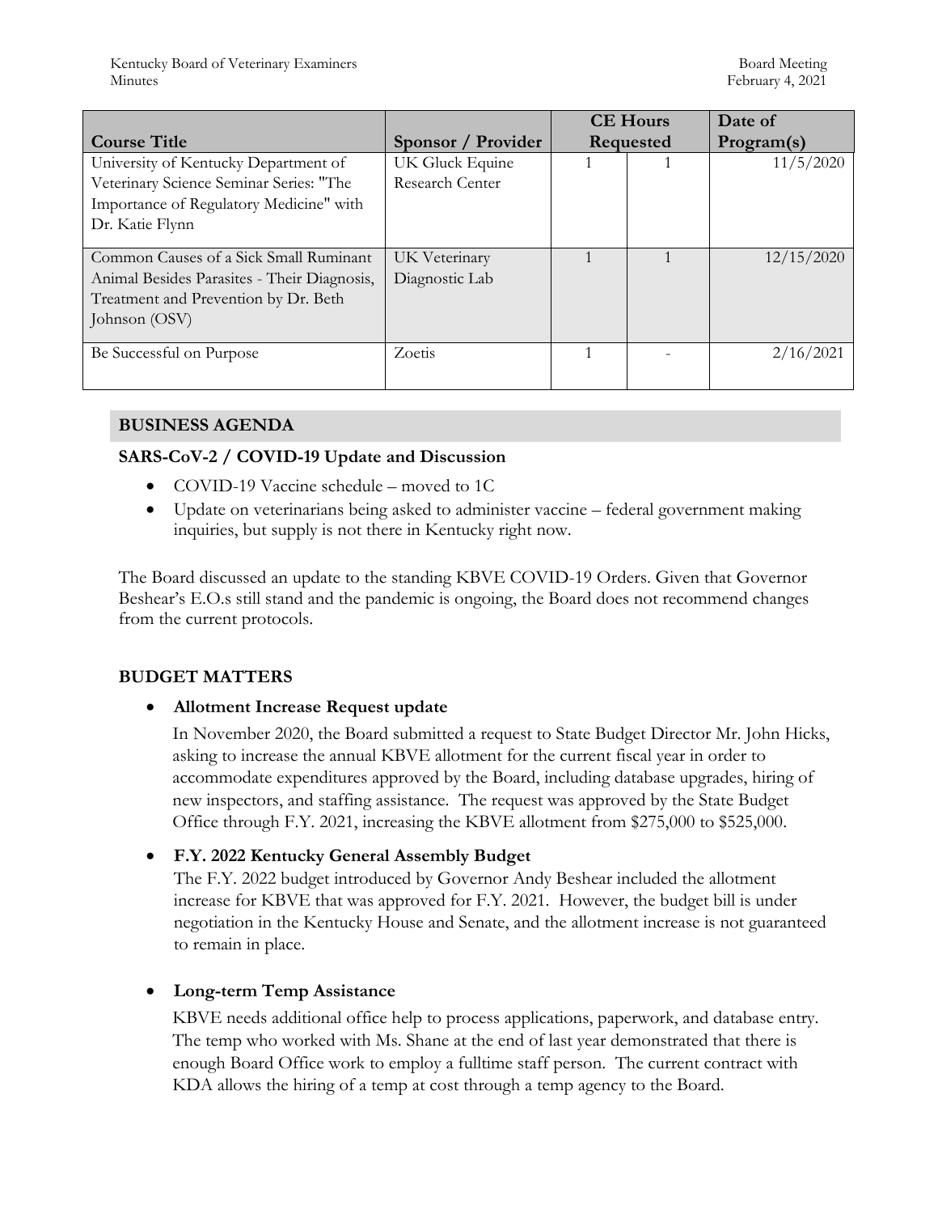| Course Title | Sponsor / Provider | CE Hours Requested | | Date of Program(s) |
|---|---|---|---|---|
| University of Kentucky Department of Veterinary Science Seminar Series: "The Importance of Regulatory Medicine" with Dr. Katie Flynn | UK Gluck Equine Research Center | 1 | 1 | 11/5/2020 |
| Common Causes of a Sick Small Ruminant Animal Besides Parasites - Their Diagnosis, Treatment and Prevention by Dr. Beth Johnson (OSV) | UK Veterinary Diagnostic Lab | 1 | 1 | 12/15/2020 |
| Be Successful on Purpose | Zoetis | 1 | - | 2/16/2021 |

## BUSINESS AGENDA

### SARS-CoV-2 / COVID-19 Update and Discussion

- COVID-19 Vaccine schedule – moved to 1C
- Update on veterinarians being asked to administer vaccine – federal government making inquiries, but supply is not there in Kentucky right now.

The Board discussed an update to the standing KBVE COVID-19 Orders. Given that Governor Beshear's E.O.s still stand and the pandemic is ongoing, the Board does not recommend changes from the current protocols.

## BUDGET MATTERS

- **Allotment Increase Request update**

  In November 2020, the Board submitted a request to State Budget Director Mr. John Hicks, asking to increase the annual KBVE allotment for the current fiscal year in order to accommodate expenditures approved by the Board, including database upgrades, hiring of new inspectors, and staffing assistance. The request was approved by the State Budget Office through F.Y. 2021, increasing the KBVE allotment from $275,000 to $525,000.

- **F.Y. 2022 Kentucky General Assembly Budget**

  The F.Y. 2022 budget introduced by Governor Andy Beshear included the allotment increase for KBVE that was approved for F.Y. 2021. However, the budget bill is under negotiation in the Kentucky House and Senate, and the allotment increase is not guaranteed to remain in place.

- **Long-term Temp Assistance**

  KBVE needs additional office help to process applications, paperwork, and database entry. The temp who worked with Ms. Shane at the end of last year demonstrated that there is enough Board Office work to employ a fulltime staff person. The current contract with KDA allows the hiring of a temp at cost through a temp agency to the Board.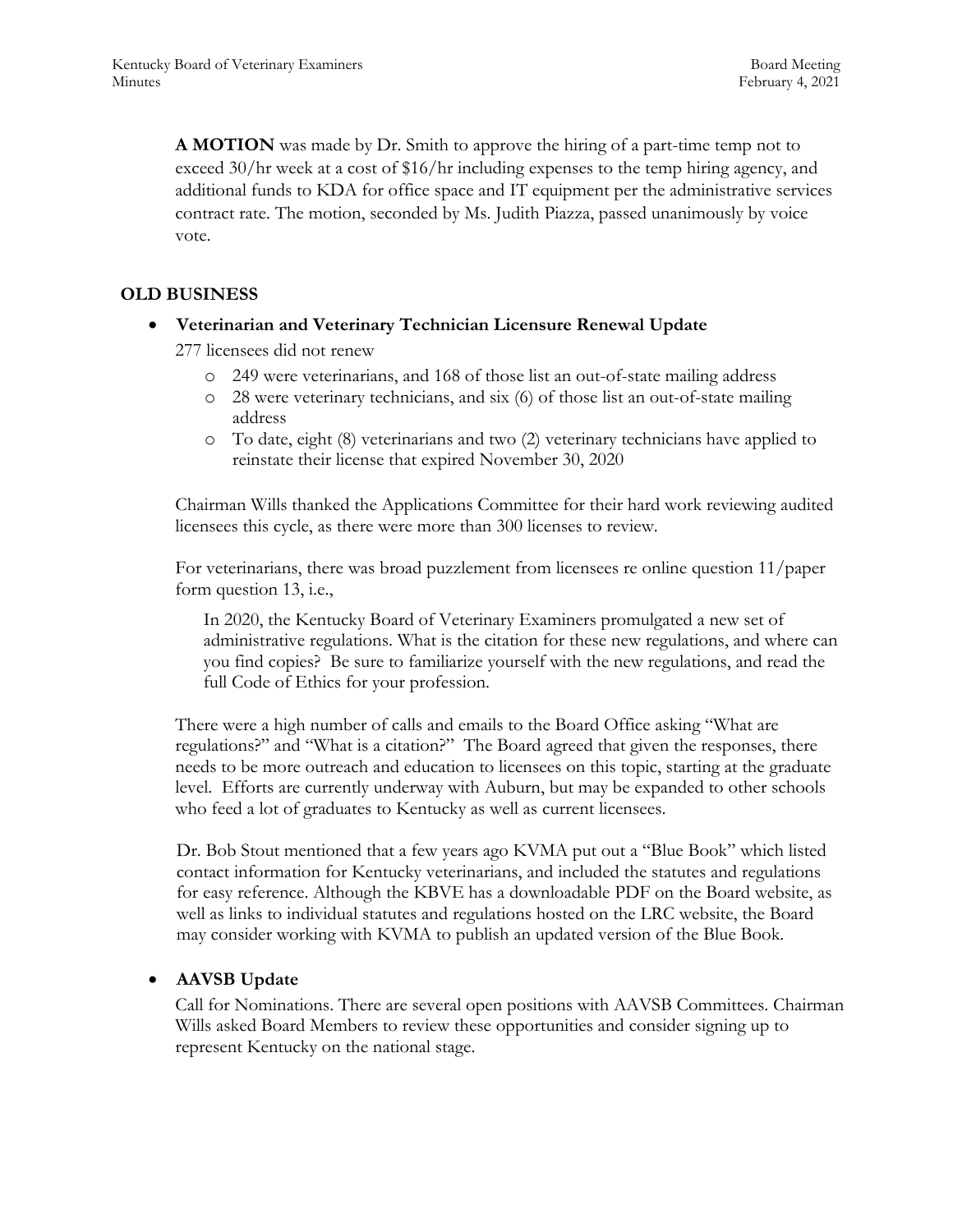**A MOTION** was made by Dr. Smith to approve the hiring of a part-time temp not to exceed 30/hr week at a cost of $16/hr including expenses to the temp hiring agency, and additional funds to KDA for office space and IT equipment per the administrative services contract rate. The motion, seconded by Ms. Judith Piazza, passed unanimously by voice vote.

## OLD BUSINESS

- **Veterinarian and Veterinary Technician Licensure Renewal Update**

  277 licensees did not renew

  - 249 were veterinarians, and 168 of those list an out-of-state mailing address
  - 28 were veterinary technicians, and six (6) of those list an out-of-state mailing address
  - To date, eight (8) veterinarians and two (2) veterinary technicians have applied to reinstate their license that expired November 30, 2020

  Chairman Wills thanked the Applications Committee for their hard work reviewing audited licensees this cycle, as there were more than 300 licenses to review.

  For veterinarians, there was broad puzzlement from licensees re online question 11/paper form question 13, i.e.,

  > In 2020, the Kentucky Board of Veterinary Examiners promulgated a new set of administrative regulations. What is the citation for these new regulations, and where can you find copies? Be sure to familiarize yourself with the new regulations, and read the full Code of Ethics for your profession.

  There were a high number of calls and emails to the Board Office asking "What are regulations?" and "What is a citation?" The Board agreed that given the responses, there needs to be more outreach and education to licensees on this topic, starting at the graduate level. Efforts are currently underway with Auburn, but may be expanded to other schools who feed a lot of graduates to Kentucky as well as current licensees.

  Dr. Bob Stout mentioned that a few years ago KVMA put out a "Blue Book" which listed contact information for Kentucky veterinarians, and included the statutes and regulations for easy reference. Although the KBVE has a downloadable PDF on the Board website, as well as links to individual statutes and regulations hosted on the LRC website, the Board may consider working with KVMA to publish an updated version of the Blue Book.

- **AAVSB Update**

  Call for Nominations. There are several open positions with AAVSB Committees. Chairman Wills asked Board Members to review these opportunities and consider signing up to represent Kentucky on the national stage.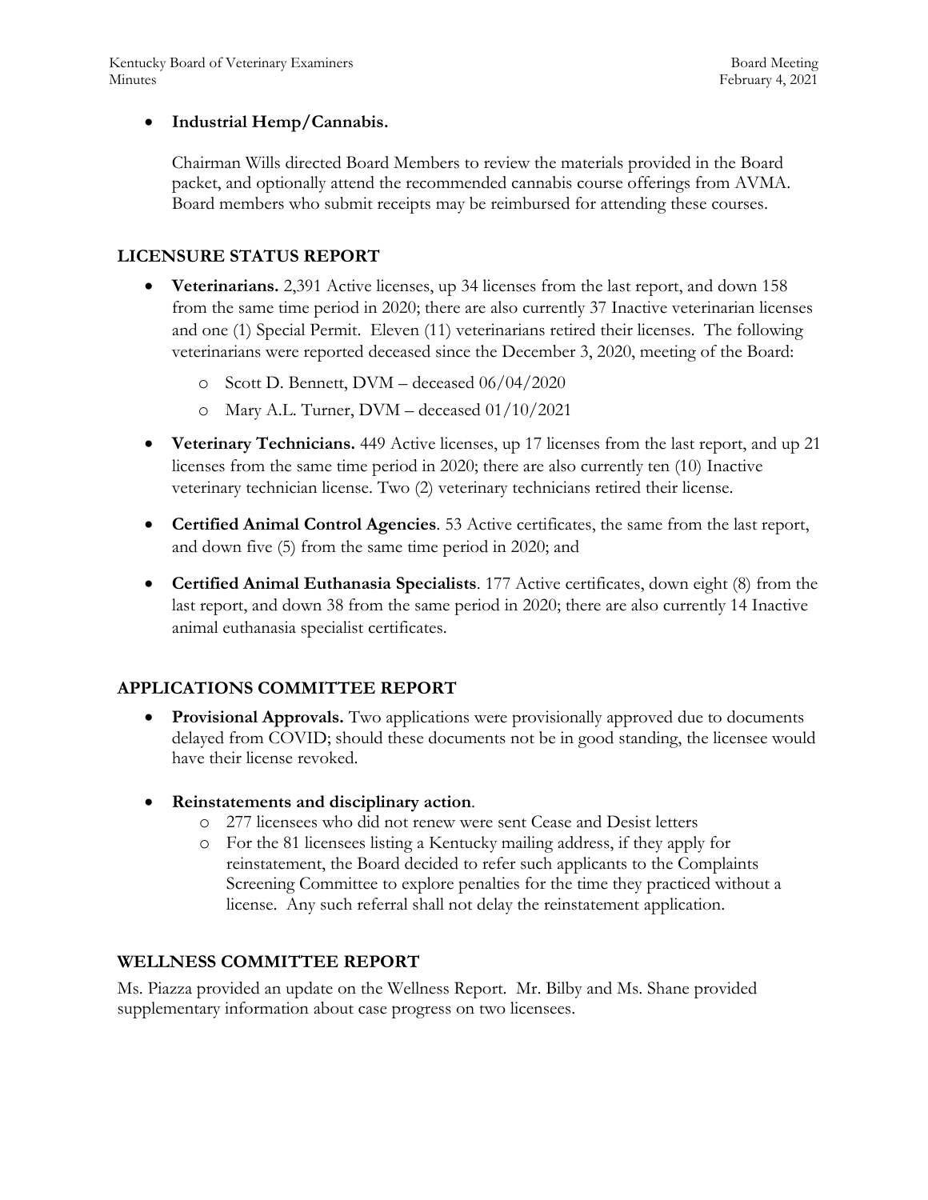- **Industrial Hemp/Cannabis.**

  Chairman Wills directed Board Members to review the materials provided in the Board packet, and optionally attend the recommended cannabis course offerings from AVMA. Board members who submit receipts may be reimbursed for attending these courses.

## LICENSURE STATUS REPORT

- **Veterinarians.** 2,391 Active licenses, up 34 licenses from the last report, and down 158 from the same time period in 2020; there are also currently 37 Inactive veterinarian licenses and one (1) Special Permit. Eleven (11) veterinarians retired their licenses. The following veterinarians were reported deceased since the December 3, 2020, meeting of the Board:
  - Scott D. Bennett, DVM – deceased 06/04/2020
  - Mary A.L. Turner, DVM – deceased 01/10/2021
- **Veterinary Technicians.** 449 Active licenses, up 17 licenses from the last report, and up 21 licenses from the same time period in 2020; there are also currently ten (10) Inactive veterinary technician license. Two (2) veterinary technicians retired their license.
- **Certified Animal Control Agencies**. 53 Active certificates, the same from the last report, and down five (5) from the same time period in 2020; and
- **Certified Animal Euthanasia Specialists**. 177 Active certificates, down eight (8) from the last report, and down 38 from the same period in 2020; there are also currently 14 Inactive animal euthanasia specialist certificates.

## APPLICATIONS COMMITTEE REPORT

- **Provisional Approvals.** Two applications were provisionally approved due to documents delayed from COVID; should these documents not be in good standing, the licensee would have their license revoked.
- **Reinstatements and disciplinary action**.
  - 277 licensees who did not renew were sent Cease and Desist letters
  - For the 81 licensees listing a Kentucky mailing address, if they apply for reinstatement, the Board decided to refer such applicants to the Complaints Screening Committee to explore penalties for the time they practiced without a license. Any such referral shall not delay the reinstatement application.

## WELLNESS COMMITTEE REPORT

Ms. Piazza provided an update on the Wellness Report. Mr. Bilby and Ms. Shane provided supplementary information about case progress on two licensees.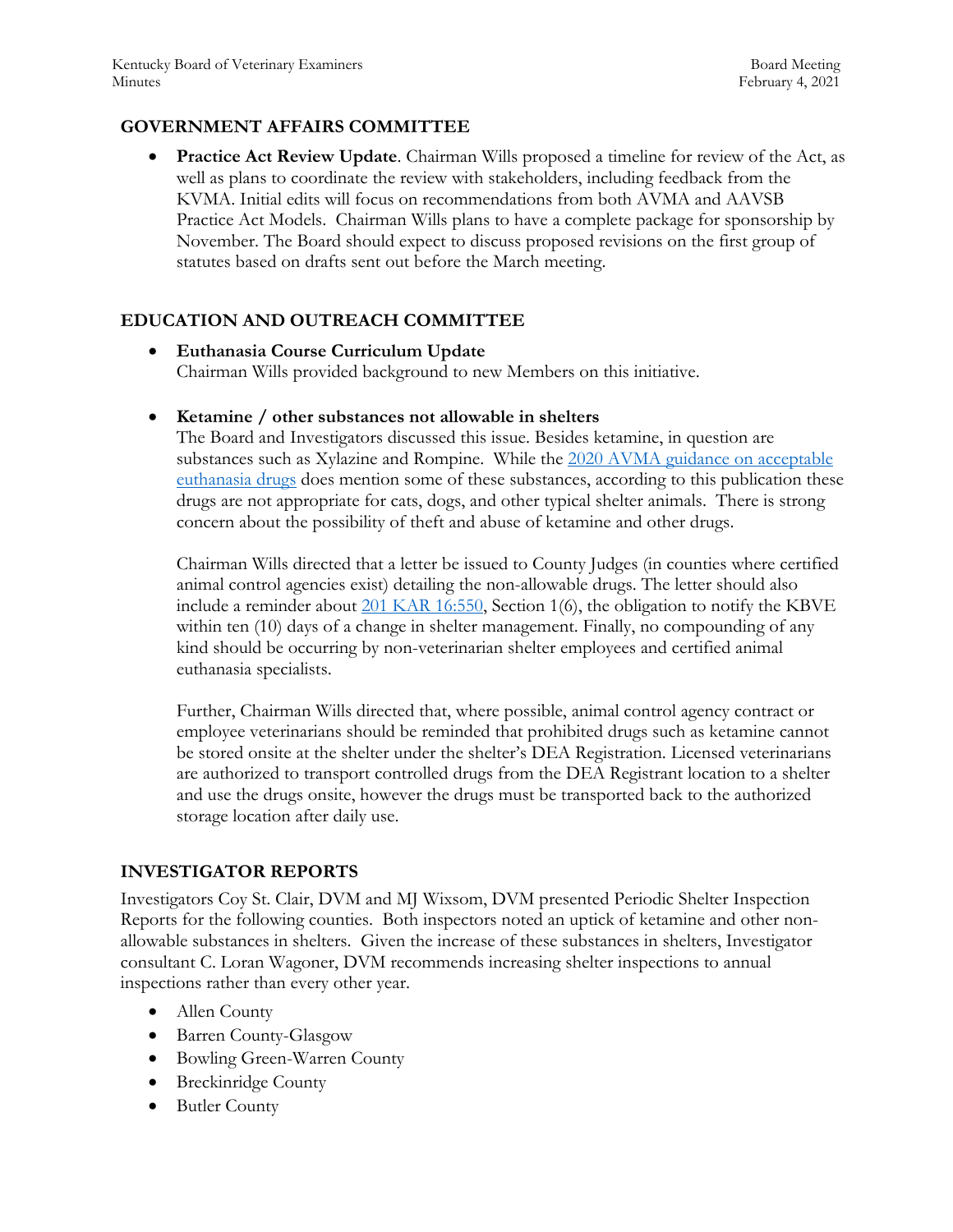## GOVERNMENT AFFAIRS COMMITTEE

- **Practice Act Review Update**. Chairman Wills proposed a timeline for review of the Act, as well as plans to coordinate the review with stakeholders, including feedback from the KVMA. Initial edits will focus on recommendations from both AVMA and AAVSB Practice Act Models. Chairman Wills plans to have a complete package for sponsorship by November. The Board should expect to discuss proposed revisions on the first group of statutes based on drafts sent out before the March meeting.

## EDUCATION AND OUTREACH COMMITTEE

- **Euthanasia Course Curriculum Update**
  Chairman Wills provided background to new Members on this initiative.

- **Ketamine / other substances not allowable in shelters**
  The Board and Investigators discussed this issue. Besides ketamine, in question are substances such as Xylazine and Rompine. While the 2020 AVMA guidance on acceptable euthanasia drugs does mention some of these substances, according to this publication these drugs are not appropriate for cats, dogs, and other typical shelter animals. There is strong concern about the possibility of theft and abuse of ketamine and other drugs.

  Chairman Wills directed that a letter be issued to County Judges (in counties where certified animal control agencies exist) detailing the non-allowable drugs. The letter should also include a reminder about 201 KAR 16:550, Section 1(6), the obligation to notify the KBVE within ten (10) days of a change in shelter management. Finally, no compounding of any kind should be occurring by non-veterinarian shelter employees and certified animal euthanasia specialists.

  Further, Chairman Wills directed that, where possible, animal control agency contract or employee veterinarians should be reminded that prohibited drugs such as ketamine cannot be stored onsite at the shelter under the shelter's DEA Registration. Licensed veterinarians are authorized to transport controlled drugs from the DEA Registrant location to a shelter and use the drugs onsite, however the drugs must be transported back to the authorized storage location after daily use.

## INVESTIGATOR REPORTS

Investigators Coy St. Clair, DVM and MJ Wixsom, DVM presented Periodic Shelter Inspection Reports for the following counties. Both inspectors noted an uptick of ketamine and other non-allowable substances in shelters. Given the increase of these substances in shelters, Investigator consultant C. Loran Wagoner, DVM recommends increasing shelter inspections to annual inspections rather than every other year.

- Allen County
- Barren County-Glasgow
- Bowling Green-Warren County
- Breckinridge County
- Butler County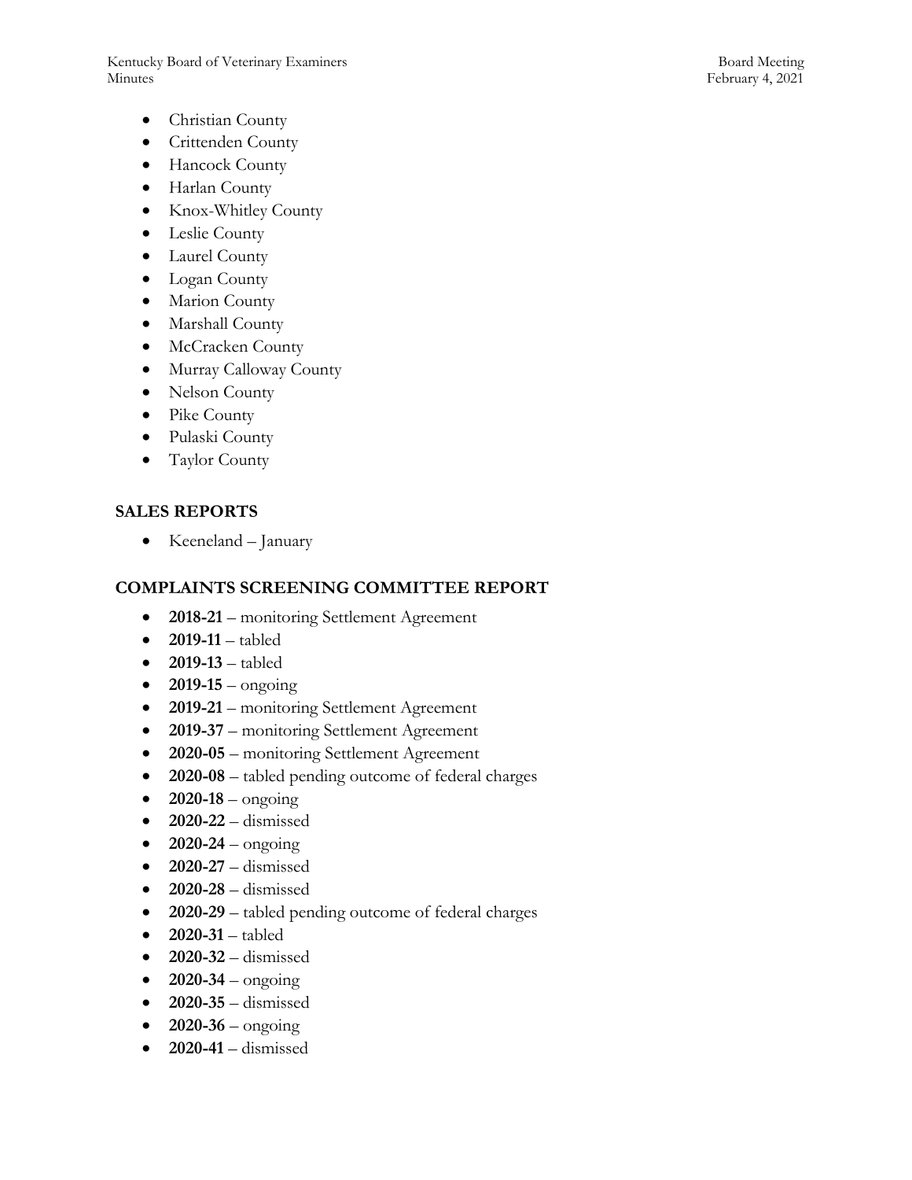- Christian County
- Crittenden County
- Hancock County
- Harlan County
- Knox-Whitley County
- Leslie County
- Laurel County
- Logan County
- Marion County
- Marshall County
- McCracken County
- Murray Calloway County
- Nelson County
- Pike County
- Pulaski County
- Taylor County

## SALES REPORTS

- Keeneland – January

## COMPLAINTS SCREENING COMMITTEE REPORT

- **2018-21** – monitoring Settlement Agreement
- **2019-11** – tabled
- **2019-13** – tabled
- **2019-15** – ongoing
- **2019-21** – monitoring Settlement Agreement
- **2019-37** – monitoring Settlement Agreement
- **2020-05** – monitoring Settlement Agreement
- **2020-08** – tabled pending outcome of federal charges
- **2020-18** – ongoing
- **2020-22** – dismissed
- **2020-24** – ongoing
- **2020-27** – dismissed
- **2020-28** – dismissed
- **2020-29** – tabled pending outcome of federal charges
- **2020-31** – tabled
- **2020-32** – dismissed
- **2020-34** – ongoing
- **2020-35** – dismissed
- **2020-36** – ongoing
- **2020-41** – dismissed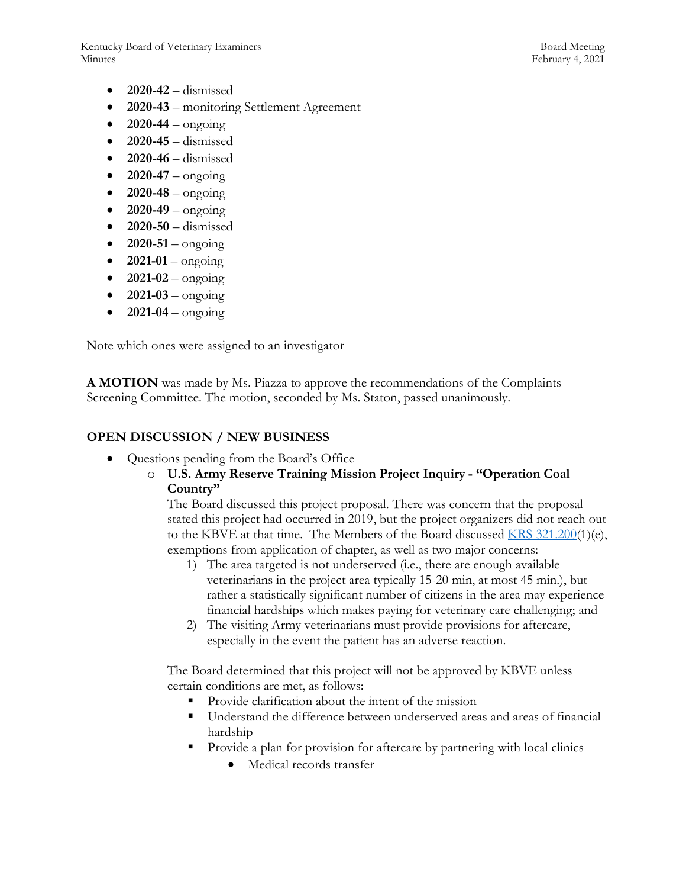- **2020-42** – dismissed
- **2020-43** – monitoring Settlement Agreement
- **2020-44** – ongoing
- **2020-45** – dismissed
- **2020-46** – dismissed
- **2020-47** – ongoing
- **2020-48** – ongoing
- **2020-49** – ongoing
- **2020-50** – dismissed
- **2020-51** – ongoing
- **2021-01** – ongoing
- **2021-02** – ongoing
- **2021-03** – ongoing
- **2021-04** – ongoing

Note which ones were assigned to an investigator

**A MOTION** was made by Ms. Piazza to approve the recommendations of the Complaints Screening Committee. The motion, seconded by Ms. Staton, passed unanimously.

## OPEN DISCUSSION / NEW BUSINESS

- Questions pending from the Board's Office
  - **U.S. Army Reserve Training Mission Project Inquiry - "Operation Coal Country"**

    The Board discussed this project proposal. There was concern that the proposal stated this project had occurred in 2019, but the project organizers did not reach out to the KBVE at that time. The Members of the Board discussed [KRS 321.200](KRS 321.200)(1)(e), exemptions from application of chapter, as well as two major concerns:

    1) The area targeted is not underserved (i.e., there are enough available veterinarians in the project area typically 15-20 min, at most 45 min.), but rather a statistically significant number of citizens in the area may experience financial hardships which makes paying for veterinary care challenging; and
    2) The visiting Army veterinarians must provide provisions for aftercare, especially in the event the patient has an adverse reaction.

    The Board determined that this project will not be approved by KBVE unless certain conditions are met, as follows:

    - Provide clarification about the intent of the mission
    - Understand the difference between underserved areas and areas of financial hardship
    - Provide a plan for provision for aftercare by partnering with local clinics
      - Medical records transfer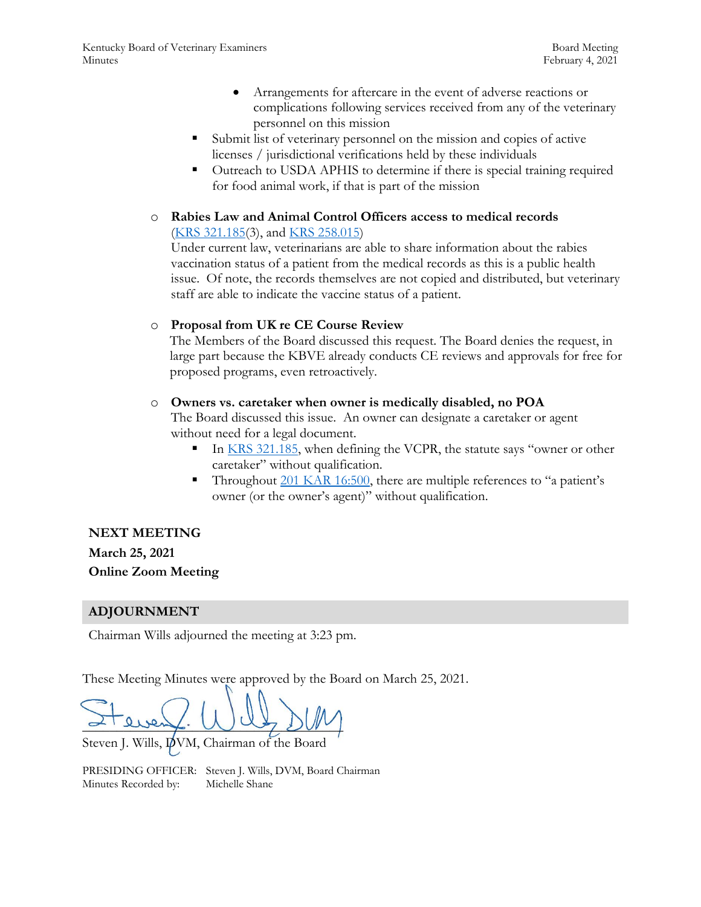- Arrangements for aftercare in the event of adverse reactions or complications following services received from any of the veterinary personnel on this mission
  - Submit list of veterinary personnel on the mission and copies of active licenses / jurisdictional verifications held by these individuals
  - Outreach to USDA APHIS to determine if there is special training required for food animal work, if that is part of the mission

- **Rabies Law and Animal Control Officers access to medical records** (KRS 321.185(3), and KRS 258.015)
  Under current law, veterinarians are able to share information about the rabies vaccination status of a patient from the medical records as this is a public health issue. Of note, the records themselves are not copied and distributed, but veterinary staff are able to indicate the vaccine status of a patient.

- **Proposal from UK re CE Course Review**
  The Members of the Board discussed this request. The Board denies the request, in large part because the KBVE already conducts CE reviews and approvals for free for proposed programs, even retroactively.

- **Owners vs. caretaker when owner is medically disabled, no POA**
  The Board discussed this issue. An owner can designate a caretaker or agent without need for a legal document.
  - In KRS 321.185, when defining the VCPR, the statute says "owner or other caretaker" without qualification.
  - Throughout 201 KAR 16:500, there are multiple references to "a patient's owner (or the owner's agent)" without qualification.

**NEXT MEETING**
**March 25, 2021**
**Online Zoom Meeting**

## ADJOURNMENT

Chairman Wills adjourned the meeting at 3:23 pm.

These Meeting Minutes were approved by the Board on March 25, 2021.

Steven J. Wills, DVM, Chairman of the Board

PRESIDING OFFICER: Steven J. Wills, DVM, Board Chairman
Minutes Recorded by: Michelle Shane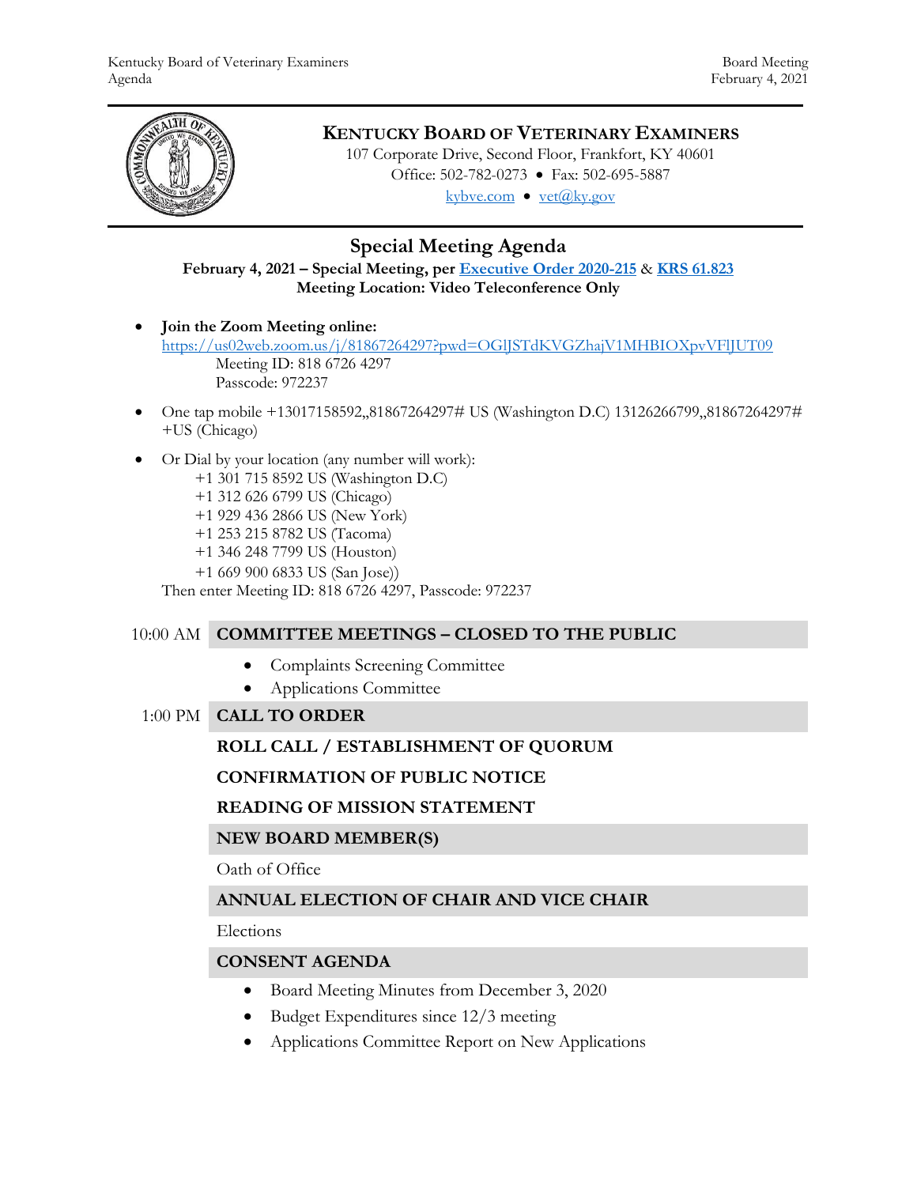# KENTUCKY BOARD OF VETERINARY EXAMINERS

107 Corporate Drive, Second Floor, Frankfort, KY 40601
Office: 502-782-0273 • Fax: 502-695-5887
[kybve.com](kybve.com) • [vet@ky.gov](mailto:vet@ky.gov)

## Special Meeting Agenda

**February 4, 2021 – Special Meeting, per Executive Order 2020-215 & KRS 61.823**
**Meeting Location: Video Teleconference Only**

- **Join the Zoom Meeting online:**
  https://us02web.zoom.us/j/81867264297?pwd=OGlJSTdKVGZhajV1MHBIOXpvVFlJUT09
  Meeting ID: 818 6726 4297
  Passcode: 972237
- One tap mobile +13017158592,,81867264297# US (Washington D.C) 13126266799,,81867264297# +US (Chicago)
- Or Dial by your location (any number will work):
  +1 301 715 8592 US (Washington D.C)
  +1 312 626 6799 US (Chicago)
  +1 929 436 2866 US (New York)
  +1 253 215 8782 US (Tacoma)
  +1 346 248 7799 US (Houston)
  +1 669 900 6833 US (San Jose))
  Then enter Meeting ID: 818 6726 4297, Passcode: 972237

10:00 AM **COMMITTEE MEETINGS – CLOSED TO THE PUBLIC**

- Complaints Screening Committee
- Applications Committee

1:00 PM **CALL TO ORDER**

**ROLL CALL / ESTABLISHMENT OF QUORUM**

**CONFIRMATION OF PUBLIC NOTICE**

**READING OF MISSION STATEMENT**

**NEW BOARD MEMBER(S)**

Oath of Office

**ANNUAL ELECTION OF CHAIR AND VICE CHAIR**

Elections

**CONSENT AGENDA**

- Board Meeting Minutes from December 3, 2020
- Budget Expenditures since 12/3 meeting
- Applications Committee Report on New Applications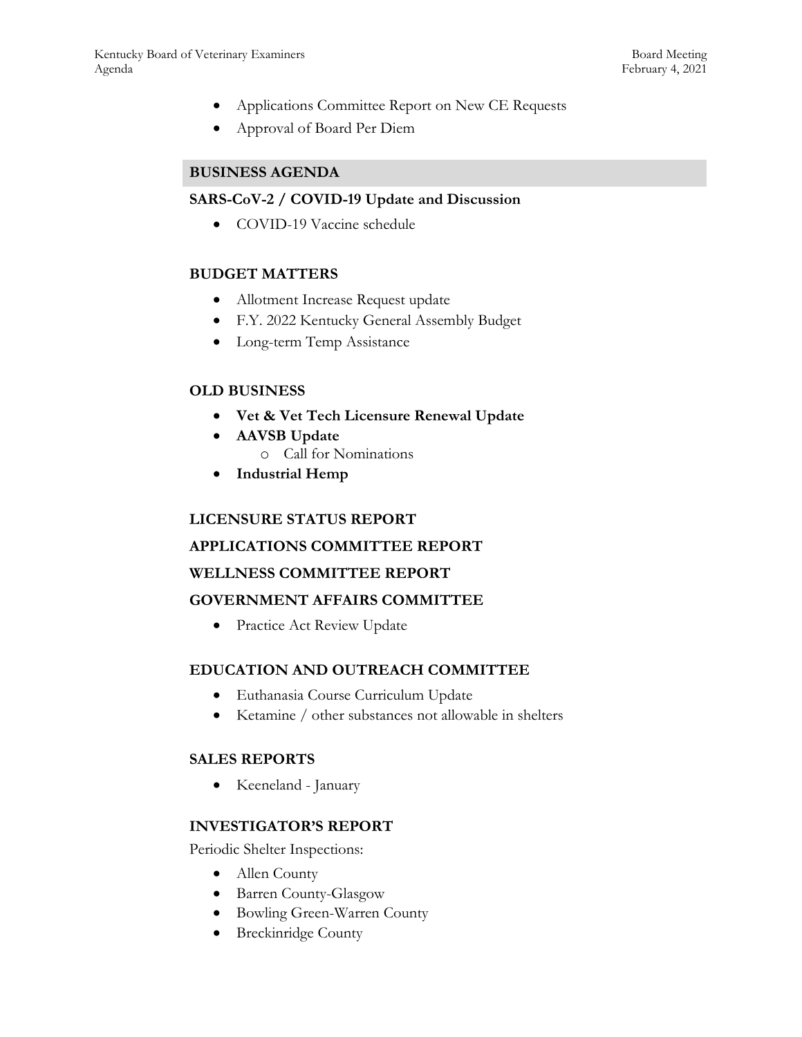- Applications Committee Report on New CE Requests
- Approval of Board Per Diem

## BUSINESS AGENDA

**SARS-CoV-2 / COVID-19 Update and Discussion**

- COVID-19 Vaccine schedule

**BUDGET MATTERS**

- Allotment Increase Request update
- F.Y. 2022 Kentucky General Assembly Budget
- Long-term Temp Assistance

**OLD BUSINESS**

- **Vet & Vet Tech Licensure Renewal Update**
- **AAVSB Update**
  - Call for Nominations
- **Industrial Hemp**

**LICENSURE STATUS REPORT**

**APPLICATIONS COMMITTEE REPORT**

**WELLNESS COMMITTEE REPORT**

**GOVERNMENT AFFAIRS COMMITTEE**

- Practice Act Review Update

**EDUCATION AND OUTREACH COMMITTEE**

- Euthanasia Course Curriculum Update
- Ketamine / other substances not allowable in shelters

**SALES REPORTS**

- Keeneland - January

**INVESTIGATOR'S REPORT**

Periodic Shelter Inspections:

- Allen County
- Barren County-Glasgow
- Bowling Green-Warren County
- Breckinridge County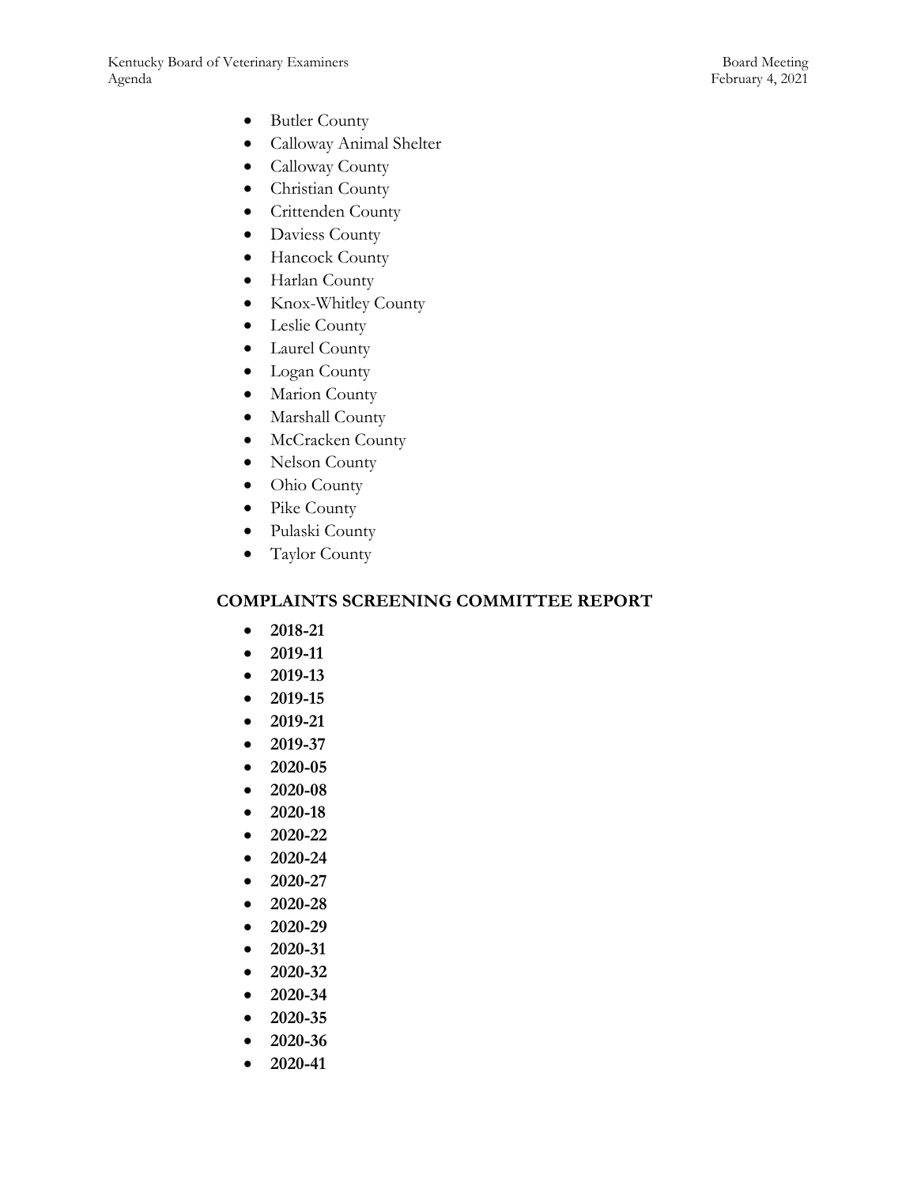- Butler County
- Calloway Animal Shelter
- Calloway County
- Christian County
- Crittenden County
- Daviess County
- Hancock County
- Harlan County
- Knox-Whitley County
- Leslie County
- Laurel County
- Logan County
- Marion County
- Marshall County
- McCracken County
- Nelson County
- Ohio County
- Pike County
- Pulaski County
- Taylor County

## COMPLAINTS SCREENING COMMITTEE REPORT

- **2018-21**
- **2019-11**
- **2019-13**
- **2019-15**
- **2019-21**
- **2019-37**
- **2020-05**
- **2020-08**
- **2020-18**
- **2020-22**
- **2020-24**
- **2020-27**
- **2020-28**
- **2020-29**
- **2020-31**
- **2020-32**
- **2020-34**
- **2020-35**
- **2020-36**
- **2020-41**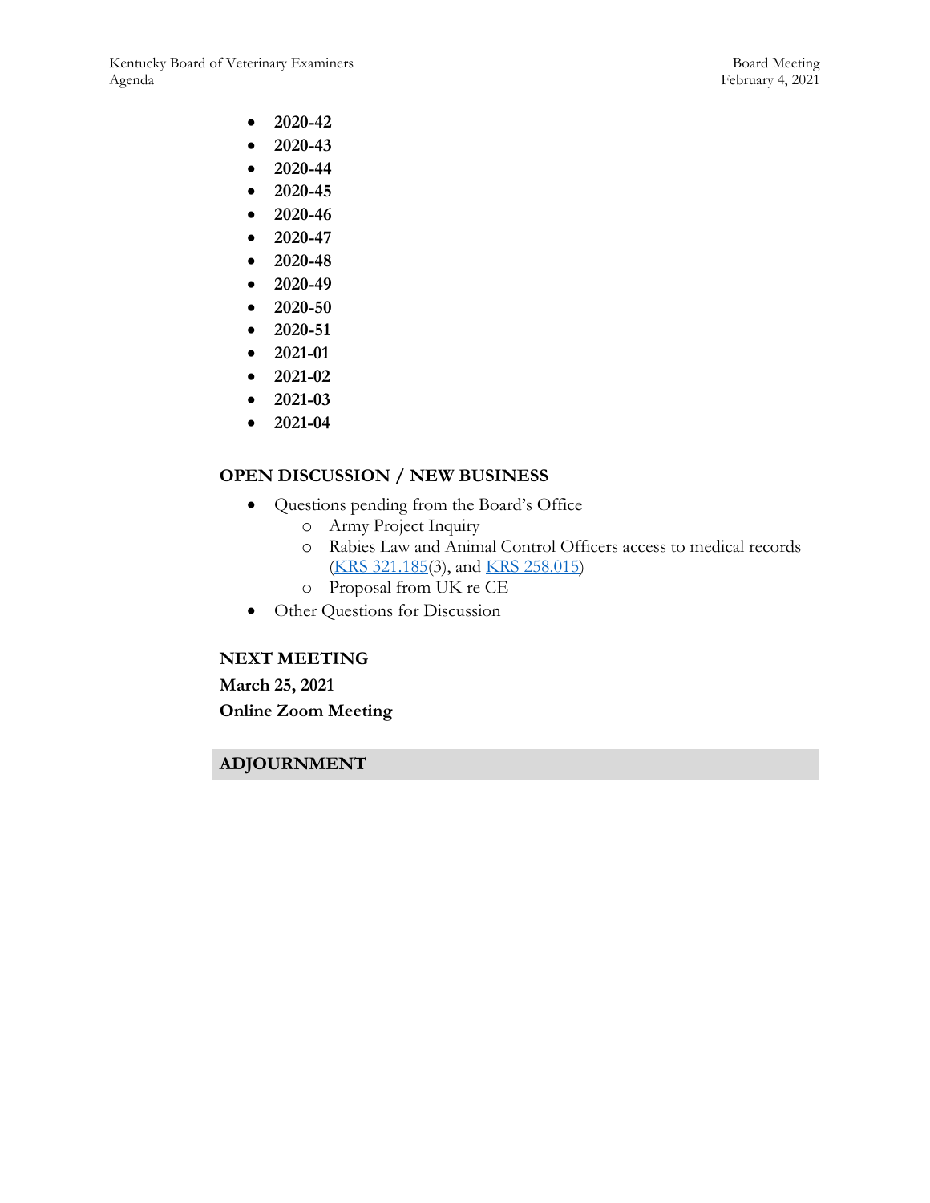- **2020-42**
- **2020-43**
- **2020-44**
- **2020-45**
- **2020-46**
- **2020-47**
- **2020-48**
- **2020-49**
- **2020-50**
- **2020-51**
- **2021-01**
- **2021-02**
- **2021-03**
- **2021-04**

## OPEN DISCUSSION / NEW BUSINESS

- Questions pending from the Board's Office
  - Army Project Inquiry
  - Rabies Law and Animal Control Officers access to medical records (KRS 321.185(3), and KRS 258.015)
  - Proposal from UK re CE
- Other Questions for Discussion

## NEXT MEETING

**March 25, 2021**

**Online Zoom Meeting**

## ADJOURNMENT